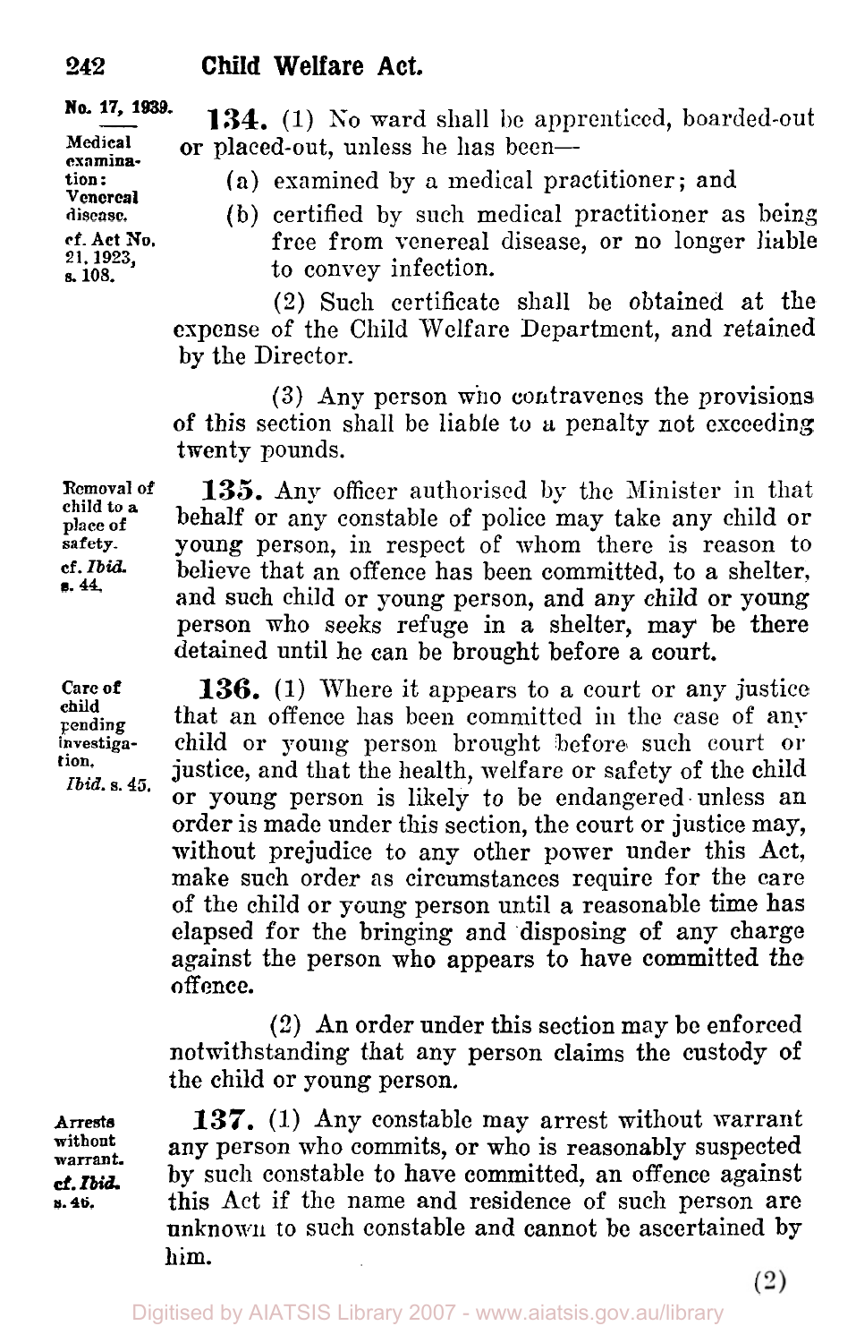**No. 17, 1939.**

**Medical examination: Venereal disease.**
cf. Act No. 21, 1923, s. 108.

**134.** (1) No ward shall be apprenticed, boarded-out or placed-out, unless he has been—

(a) examined by a medical practitioner; and

(b) certified by such medical practitioner as being free from venereal disease, or no longer liable to convey infection.

(2) Such certificate shall be obtained at the expense of the Child Welfare Department, and retained by the Director.

(3) Any person who contravenes the provisions of this section shall be liable to a penalty not exceeding twenty pounds.

**Removal of child to a place of safety.**
cf. *Ibid.* s. 44.

**135.** Any officer authorised by the Minister in that behalf or any constable of police may take any child or young person, in respect of whom there is reason to believe that an offence has been committed, to a shelter, and such child or young person, and any child or young person who seeks refuge in a shelter, may be there detained until he can be brought before a court.

**Care of child pending investigation.**
*Ibid.* s. 45.

**136.** (1) Where it appears to a court or any justice that an offence has been committed in the case of any child or young person brought before such court or justice, and that the health, welfare or safety of the child or young person is likely to be endangered unless an order is made under this section, the court or justice may, without prejudice to any other power under this Act, make such order as circumstances require for the care of the child or young person until a reasonable time has elapsed for the bringing and disposing of any charge against the person who appears to have committed the offence.

(2) An order under this section may be enforced notwithstanding that any person claims the custody of the child or young person.

**Arrests without warrant.**
cf. *Ibid.* s. 46.

**137.** (1) Any constable may arrest without warrant any person who commits, or who is reasonably suspected by such constable to have committed, an offence against this Act if the name and residence of such person are unknown to such constable and cannot be ascertained by him.

(2)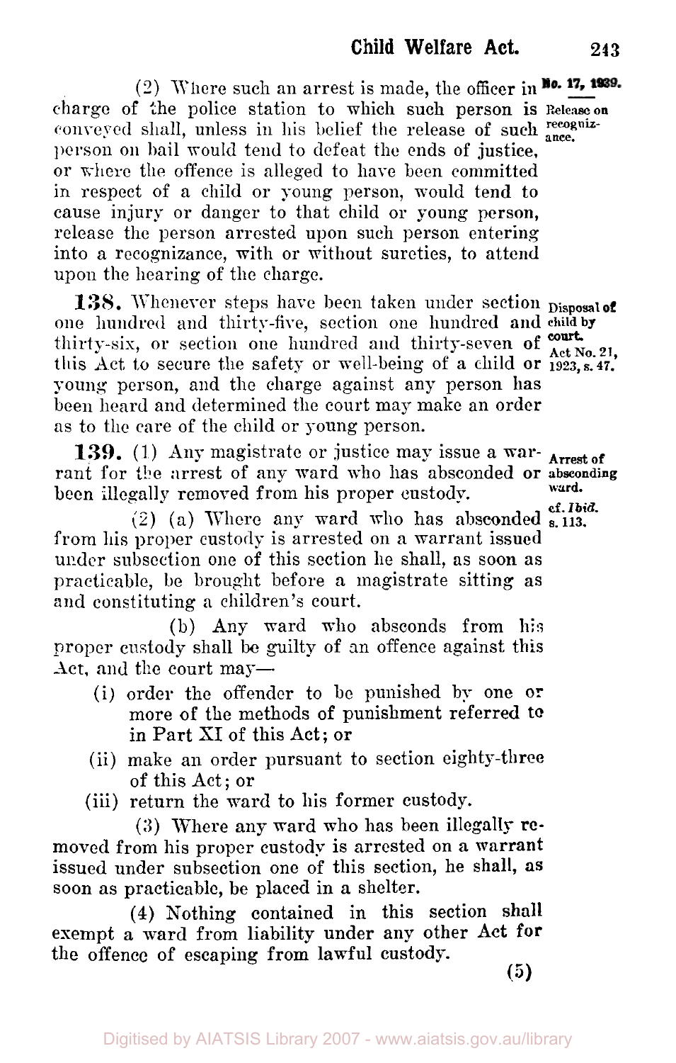(2) Where such an arrest is made, the officer in charge of the police station to which such person is conveyed shall, unless in his belief the release of such person on bail would tend to defeat the ends of justice, or where the offence is alleged to have been committed in respect of a child or young person, would tend to cause injury or danger to that child or young person, release the person arrested upon such person entering into a recognizance, with or without sureties, to attend upon the hearing of the charge.

*No. 17, 1939.*

*Release on recognizance.*

**138.** Whenever steps have been taken under section one hundred and thirty-five, section one hundred and thirty-six, or section one hundred and thirty-seven of this Act to secure the safety or well-being of a child or young person, and the charge against any person has been heard and determined the court may make an order as to the care of the child or young person.

*Disposal of child by court. Act No. 21, 1923, s. 47.*

**139.** (1) Any magistrate or justice may issue a warrant for the arrest of any ward who has absconded or been illegally removed from his proper custody.

*Arrest of absconding ward. cf. Ibid. s. 113.*

(2) (a) Where any ward who has absconded from his proper custody is arrested on a warrant issued under subsection one of this section he shall, as soon as practicable, be brought before a magistrate sitting as and constituting a children's court.

(b) Any ward who absconds from his proper custody shall be guilty of an offence against this Act, and the court may—

(i) order the offender to be punished by one or more of the methods of punishment referred to in Part XI of this Act; or

(ii) make an order pursuant to section eighty-three of this Act; or

(iii) return the ward to his former custody.

(3) Where any ward who has been illegally removed from his proper custody is arrested on a warrant issued under subsection one of this section, he shall, as soon as practicable, be placed in a shelter.

(4) Nothing contained in this section shall exempt a ward from liability under any other Act for the offence of escaping from lawful custody.

(5)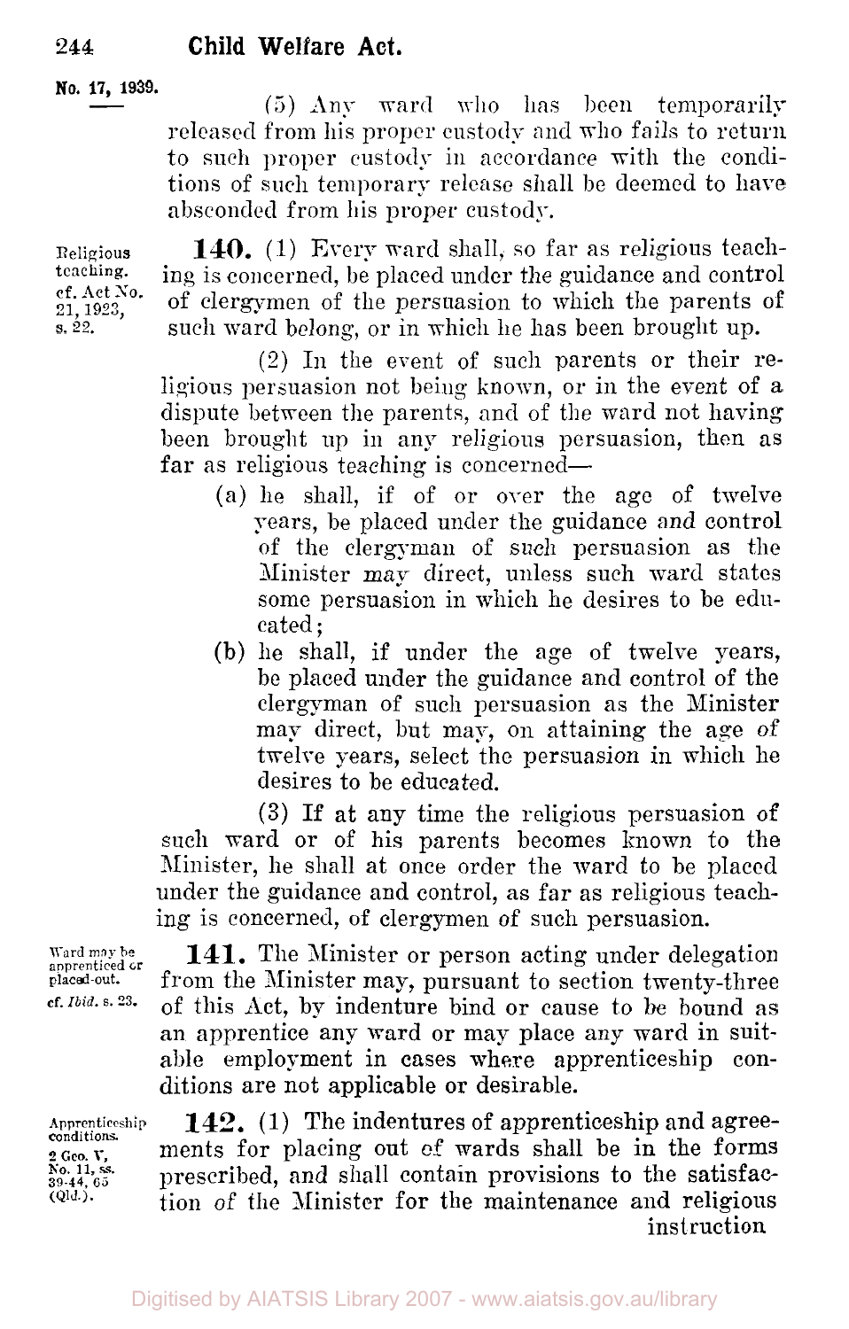No. 17, 1939.

(5) Any ward who has been temporarily released from his proper custody and who fails to return to such proper custody in accordance with the conditions of such temporary release shall be deemed to have absconded from his proper custody.

Religious teaching. cf. Act No. 21, 1923, s. 22.

**140.** (1) Every ward shall, so far as religious teaching is concerned, be placed under the guidance and control of clergymen of the persuasion to which the parents of such ward belong, or in which he has been brought up.

(2) In the event of such parents or their religious persuasion not being known, or in the event of a dispute between the parents, and of the ward not having been brought up in any religious persuasion, then as far as religious teaching is concerned—

(a) he shall, if of or over the age of twelve years, be placed under the guidance and control of the clergyman of such persuasion as the Minister may direct, unless such ward states some persuasion in which he desires to be educated;

(b) he shall, if under the age of twelve years, be placed under the guidance and control of the clergyman of such persuasion as the Minister may direct, but may, on attaining the age of twelve years, select the persuasion in which he desires to be educated.

(3) If at any time the religious persuasion of such ward or of his parents becomes known to the Minister, he shall at once order the ward to be placed under the guidance and control, as far as religious teaching is concerned, of clergymen of such persuasion.

Ward may be apprenticed or placed-out. cf. *Ibid.* s. 23.

**141.** The Minister or person acting under delegation from the Minister may, pursuant to section twenty-three of this Act, by indenture bind or cause to be bound as an apprentice any ward or may place any ward in suitable employment in cases where apprenticeship conditions are not applicable or desirable.

Apprenticeship conditions. 2 Geo. V, No. 11, ss. 39-44, 65 (Qld.).

**142.** (1) The indentures of apprenticeship and agreements for placing out of wards shall be in the forms prescribed, and shall contain provisions to the satisfaction of the Minister for the maintenance and religious instruction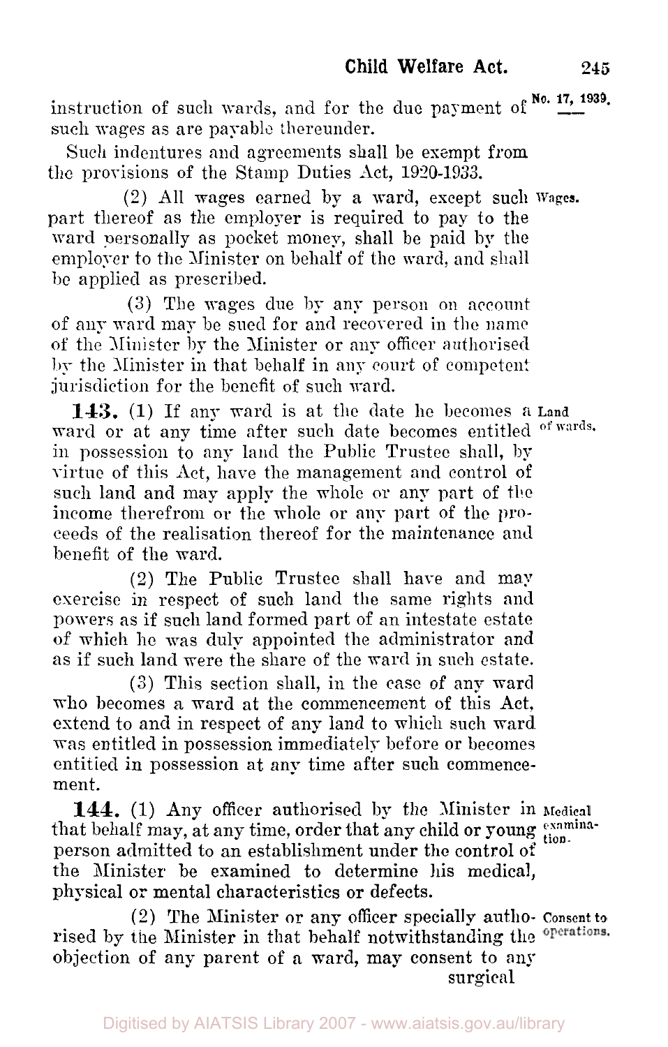instruction of such wards, and for the due payment of such wages as are payable thereunder.

Such indentures and agreements shall be exempt from the provisions of the Stamp Duties Act, 1920-1933.

**Wages.**

(2) All wages earned by a ward, except such part thereof as the employer is required to pay to the ward personally as pocket money, shall be paid by the employer to the Minister on behalf of the ward, and shall be applied as prescribed.

(3) The wages due by any person on account of any ward may be sued for and recovered in the name of the Minister by the Minister or any officer authorised by the Minister in that behalf in any court of competent jurisdiction for the benefit of such ward.

**Land of wards.**

**143.** (1) If any ward is at the date he becomes a ward or at any time after such date becomes entitled in possession to any land the Public Trustee shall, by virtue of this Act, have the management and control of such land and may apply the whole or any part of the income therefrom or the whole or any part of the proceeds of the realisation thereof for the maintenance and benefit of the ward.

(2) The Public Trustee shall have and may exercise in respect of such land the same rights and powers as if such land formed part of an intestate estate of which he was duly appointed the administrator and as if such land were the share of the ward in such estate.

(3) This section shall, in the case of any ward who becomes a ward at the commencement of this Act, extend to and in respect of any land to which such ward was entitled in possession immediately before or becomes entitied in possession at any time after such commencement.

**Medical examination.**

**144.** (1) Any officer authorised by the Minister in that behalf may, at any time, order that any child or young person admitted to an establishment under the control of the Minister be examined to determine his medical, physical or mental characteristics or defects.

**Consent to operations.**

(2) The Minister or any officer specially authorised by the Minister in that behalf notwithstanding the objection of any parent of a ward, may consent to any surgical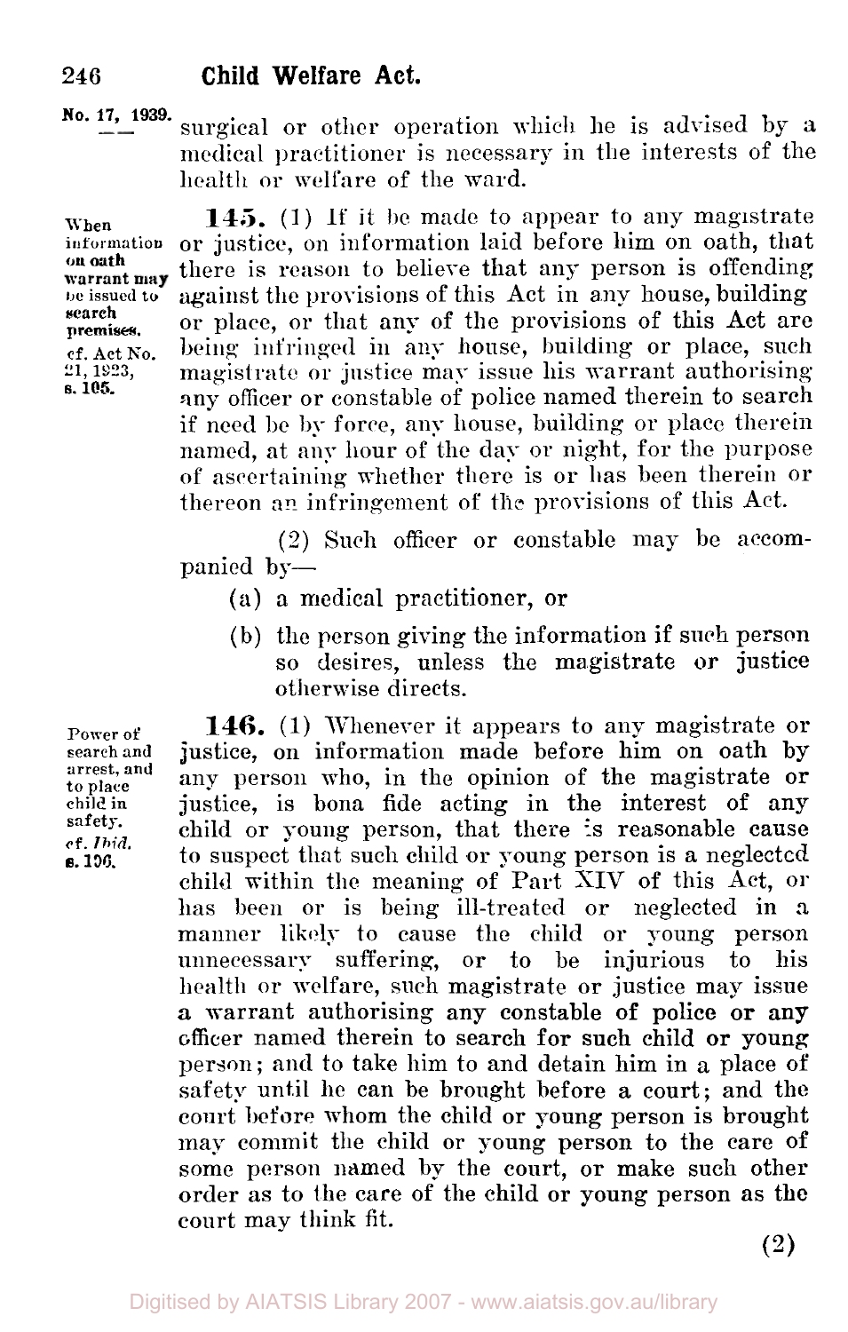No. 17, 1939.

surgical or other operation which he is advised by a medical practitioner is necessary in the interests of the health or welfare of the ward.

When information on oath warrant may be issued to search premises. cf. Act No. 21, 1923, s. 105.

**145.** (1) If it be made to appear to any magistrate or justice, on information laid before him on oath, that there is reason to believe that any person is offending against the provisions of this Act in any house, building or place, or that any of the provisions of this Act are being infringed in any house, building or place, such magistrate or justice may issue his warrant authorising any officer or constable of police named therein to search if need be by force, any house, building or place therein named, at any hour of the day or night, for the purpose of ascertaining whether there is or has been therein or thereon an infringement of the provisions of this Act.

(2) Such officer or constable may be accompanied by—

(a) a medical practitioner, or

(b) the person giving the information if such person so desires, unless the magistrate or justice otherwise directs.

Power of search and arrest, and to place child in safety. cf. *Ibid.* s. 106.

**146.** (1) Whenever it appears to any magistrate or justice, on information made before him on oath by any person who, in the opinion of the magistrate or justice, is bona fide acting in the interest of any child or young person, that there is reasonable cause to suspect that such child or young person is a neglected child within the meaning of Part XIV of this Act, or has been or is being ill-treated or neglected in a manner likely to cause the child or young person unnecessary suffering, or to be injurious to his health or welfare, such magistrate or justice may issue a warrant authorising any constable of police or any officer named therein to search for such child or young person; and to take him to and detain him in a place of safety until he can be brought before a court; and the court before whom the child or young person is brought may commit the child or young person to the care of some person named by the court, or make such other order as to the care of the child or young person as the court may think fit.

(2)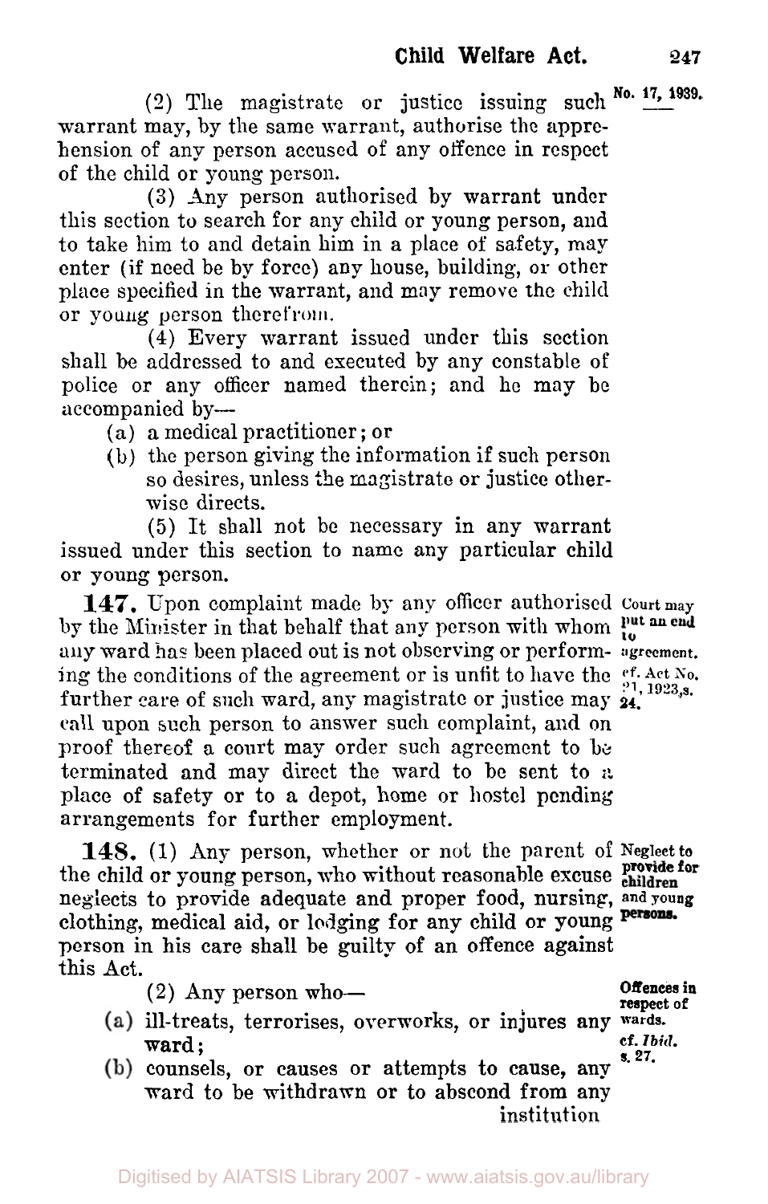(2) The magistrate or justice issuing such warrant may, by the same warrant, authorise the apprehension of any person accused of any offence in respect of the child or young person.

(3) Any person authorised by warrant under this section to search for any child or young person, and to take him to and detain him in a place of safety, may enter (if need be by force) any house, building, or other place specified in the warrant, and may remove the child or young person therefrom.

(4) Every warrant issued under this section shall be addressed to and executed by any constable of police or any officer named therein; and he may be accompanied by—

- (a) a medical practitioner; or
- (b) the person giving the information if such person so desires, unless the magistrate or justice otherwise directs.

(5) It shall not be necessary in any warrant issued under this section to name any particular child or young person.

**Court may put an end to agreement.** cf. Act No. 21, 1923, s. 24.

**147.** Upon complaint made by any officer authorised by the Minister in that behalf that any person with whom any ward has been placed out is not observing or performing the conditions of the agreement or is unfit to have the further care of such ward, any magistrate or justice may call upon such person to answer such complaint, and on proof thereof a court may order such agreement to be terminated and may direct the ward to be sent to a place of safety or to a depot, home or hostel pending arrangements for further employment.

**Neglect to provide for children and young persons.**

**148.** (1) Any person, whether or not the parent of the child or young person, who without reasonable excuse neglects to provide adequate and proper food, nursing, clothing, medical aid, or lodging for any child or young person in his care shall be guilty of an offence against this Act.

**Offences in respect of wards.** cf. *Ibid.* s. 27.

(2) Any person who—

- (a) ill-treats, terrorises, overworks, or injures any ward;
- (b) counsels, or causes or attempts to cause, any ward to be withdrawn or to abscond from any institution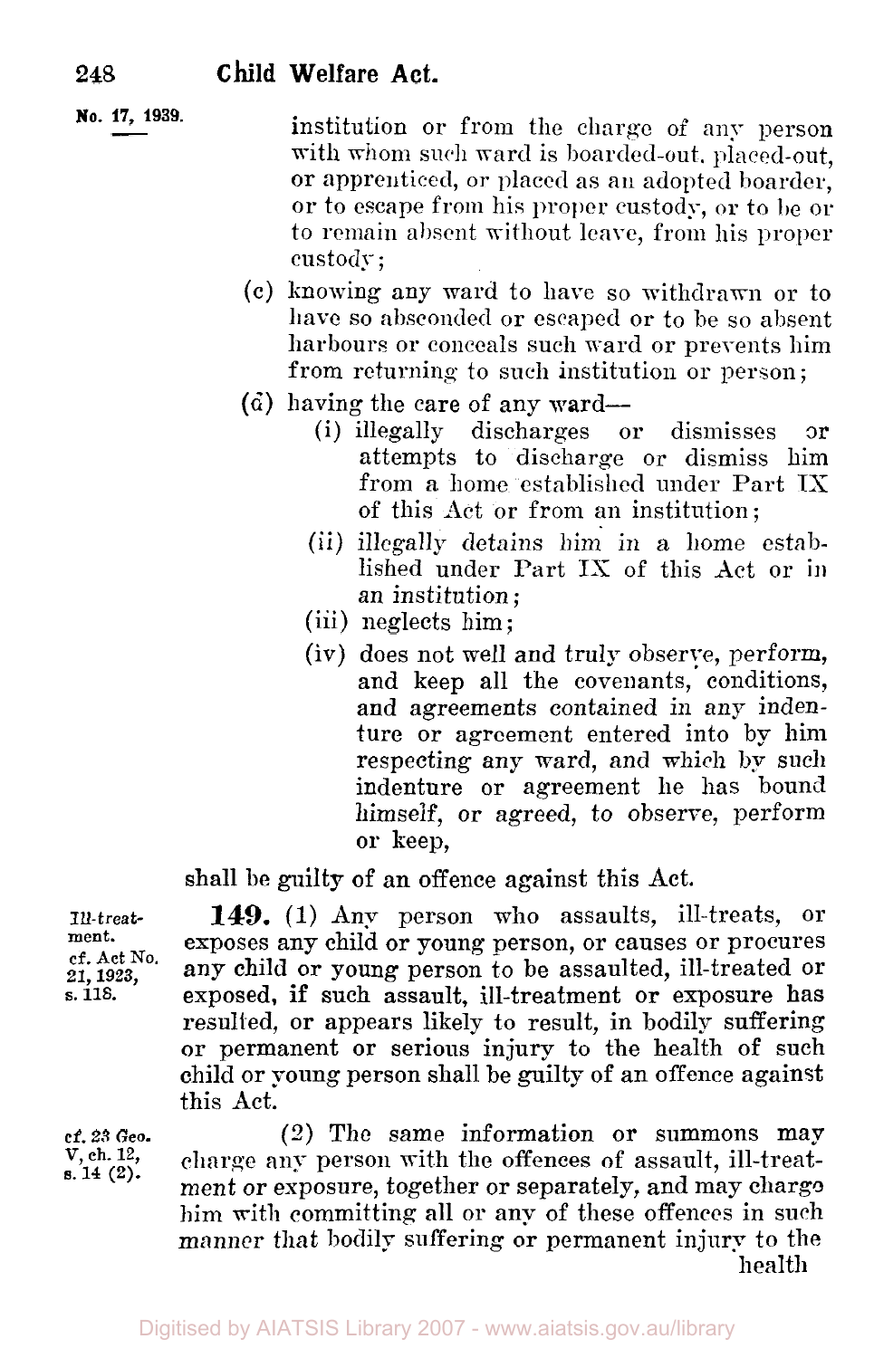institution or from the charge of any person with whom such ward is boarded-out, placed-out, or apprenticed, or placed as an adopted boarder, or to escape from his proper custody, or to be or to remain absent without leave, from his proper custody;

(c) knowing any ward to have so withdrawn or to have so absconded or escaped or to be so absent harbours or conceals such ward or prevents him from returning to such institution or person;

(d) having the care of any ward—

(i) illegally discharges or dismisses or attempts to discharge or dismiss him from a home established under Part IX of this Act or from an institution;

(ii) illegally detains him in a home established under Part IX of this Act or in an institution;

(iii) neglects him;

(iv) does not well and truly observe, perform, and keep all the covenants, conditions, and agreements contained in any indenture or agreement entered into by him respecting any ward, and which by such indenture or agreement he has bound himself, or agreed, to observe, perform or keep,

shall be guilty of an offence against this Act.

*Ill-treatment.*
*cf. Act No. 21, 1923, s. 118.*

**149.** (1) Any person who assaults, ill-treats, or exposes any child or young person, or causes or procures any child or young person to be assaulted, ill-treated or exposed, if such assault, ill-treatment or exposure has resulted, or appears likely to result, in bodily suffering or permanent or serious injury to the health of such child or young person shall be guilty of an offence against this Act.

*cf. 23 Geo. V, ch. 12, s. 14 (2).*

(2) The same information or summons may charge any person with the offences of assault, ill-treatment or exposure, together or separately, and may charge him with committing all or any of these offences in such manner that bodily suffering or permanent injury to the health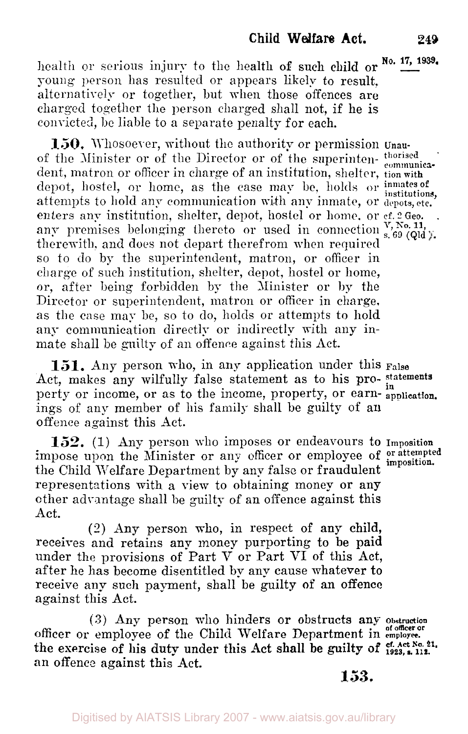health or serious injury to the health of such child or young person has resulted or appears likely to result, alternatively or together, but when those offences are charged together the person charged shall not, if he is convicted, be liable to a separate penalty for each.

**150.** Whosoever, without the authority or permission of the Minister or of the Director or of the superintendent, matron or officer in charge of an institution, shelter, depot, hostel, or home, as the case may be, holds or attempts to hold any communication with any inmate, or enters any institution, shelter, depot, hostel or home, or any premises belonging thereto or used in connection therewith, and does not depart therefrom when required so to do by the superintendent, matron, or officer in charge of such institution, shelter, depot, hostel or home, or, after being forbidden by the Minister or by the Director or superintendent, matron or officer in charge, as the case may be, so to do, holds or attempts to hold any communication directly or indirectly with any inmate shall be guilty of an offence against this Act.

*Unauthorised communication with inmates of institutions, depots, etc. cf. 2 Geo. V, No. 11, s. 69 (Qld).*

**151.** Any person who, in any application under this Act, makes any wilfully false statement as to his property or income, or as to the income, property, or earnings of any member of his family shall be guilty of an offence against this Act.

*False statements in application.*

**152.** (1) Any person who imposes or endeavours to impose upon the Minister or any officer or employee of the Child Welfare Department by any false or fraudulent representations with a view to obtaining money or any other advantage shall be guilty of an offence against this Act.

*Imposition or attempted imposition.*

(2) Any person who, in respect of any child, receives and retains any money purporting to be paid under the provisions of Part V or Part VI of this Act, after he has become disentitled by any cause whatever to receive any such payment, shall be guilty of an offence against this Act.

(3) Any person who hinders or obstructs any officer or employee of the Child Welfare Department in the exercise of his duty under this Act shall be guilty of an offence against this Act.

*Obstruction of officer or employee. cf. Act No. 21, 1923, s. 112.*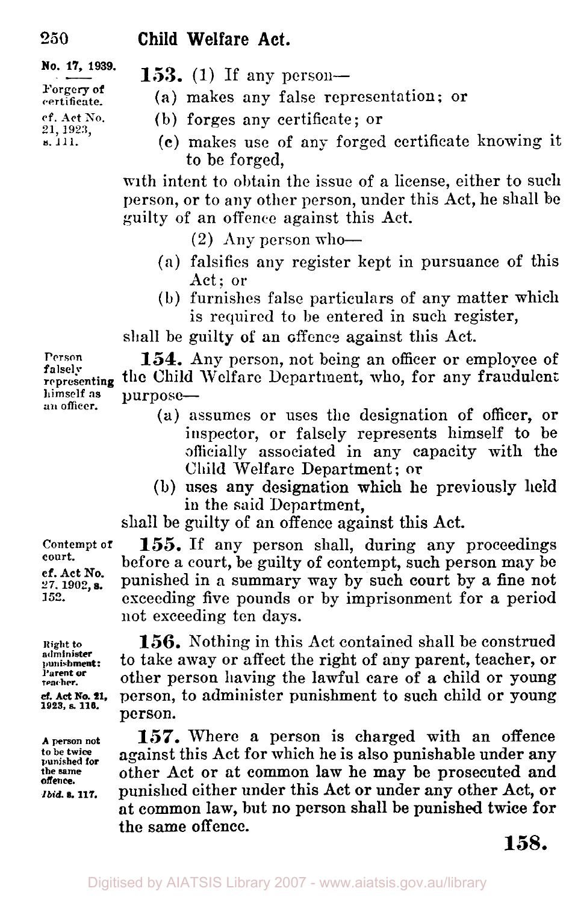**153.** (1) If any person—

*Forgery of certificate.*
*cf. Act No. 21, 1923, s. 111.*

(a) makes any false representation; or

(b) forges any certificate; or

(c) makes use of any forged certificate knowing it to be forged,

with intent to obtain the issue of a license, either to such person, or to any other person, under this Act, he shall be guilty of an offence against this Act.

(2) Any person who—

(a) falsifies any register kept in pursuance of this Act; or

(b) furnishes false particulars of any matter which is required to be entered in such register,

shall be guilty of an offence against this Act.

*Person falsely representing himself as an officer.*

**154.** Any person, not being an officer or employee of the Child Welfare Department, who, for any fraudulent purpose—

(a) assumes or uses the designation of officer, or inspector, or falsely represents himself to be officially associated in any capacity with the Child Welfare Department; or

(b) uses any designation which he previously held in the said Department,

shall be guilty of an offence against this Act.

*Contempt of court.*
*cf. Act No. 27, 1902, s. 152.*

**155.** If any person shall, during any proceedings before a court, be guilty of contempt, such person may be punished in a summary way by such court by a fine not exceeding five pounds or by imprisonment for a period not exceeding ten days.

*Right to administer punishment: Parent or teacher.*
*cf. Act No. 21, 1923, s. 116.*

**156.** Nothing in this Act contained shall be construed to take away or affect the right of any parent, teacher, or other person having the lawful care of a child or young person, to administer punishment to such child or young person.

*A person not to be twice punished for the same offence.*
*Ibid. s. 117.*

**157.** Where a person is charged with an offence against this Act for which he is also punishable under any other Act or at common law he may be prosecuted and punished either under this Act or under any other Act, or at common law, but no person shall be punished twice for the same offence.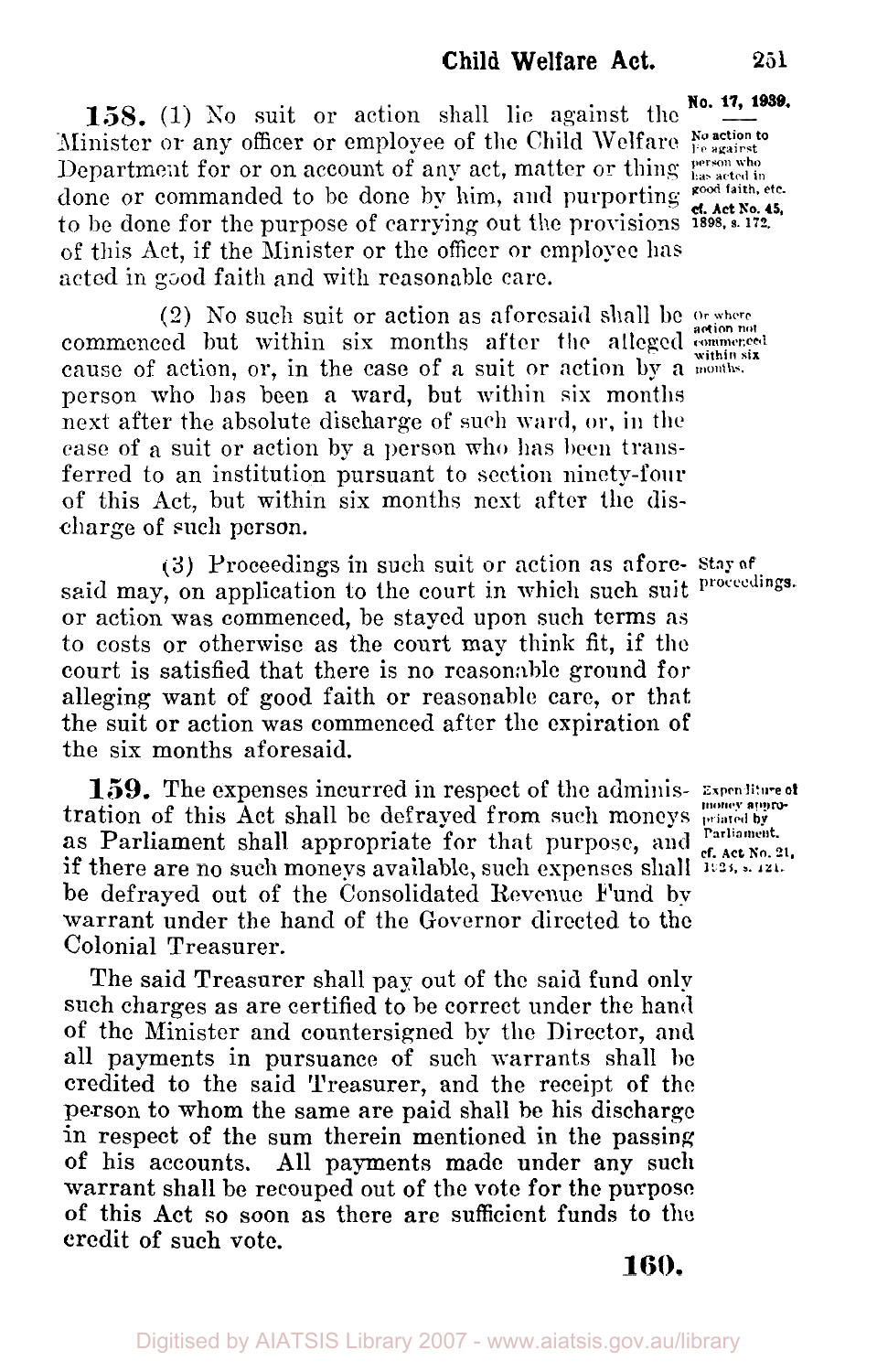**158.** (1) No suit or action shall lie against the Minister or any officer or employee of the Child Welfare Department for or on account of any act, matter or thing done or commanded to be done by him, and purporting to be done for the purpose of carrying out the provisions of this Act, if the Minister or the officer or employee has acted in good faith and with reasonable care.

No. 17, 1939.

No action to lie against person who has acted in good faith, etc. cf. Act No. 45, 1898, s. 172.

(2) No such suit or action as aforesaid shall be commenced but within six months after the alleged cause of action, or, in the case of a suit or action by a person who has been a ward, but within six months next after the absolute discharge of such ward, or, in the case of a suit or action by a person who has been transferred to an institution pursuant to section ninety-four of this Act, but within six months next after the discharge of such person.

Or where action not commenced within six months.

(3) Proceedings in such suit or action as aforesaid may, on application to the court in which such suit or action was commenced, be stayed upon such terms as to costs or otherwise as the court may think fit, if the court is satisfied that there is no reasonable ground for alleging want of good faith or reasonable care, or that the suit or action was commenced after the expiration of the six months aforesaid.

Stay of proceedings.

**159.** The expenses incurred in respect of the administration of this Act shall be defrayed from such moneys as Parliament shall appropriate for that purpose, and if there are no such moneys available, such expenses shall be defrayed out of the Consolidated Revenue Fund by warrant under the hand of the Governor directed to the Colonial Treasurer.

Expenditure of money appropriated by Parliament. cf. Act No. 21, 1923, s. 121.

The said Treasurer shall pay out of the said fund only such charges as are certified to be correct under the hand of the Minister and countersigned by the Director, and all payments in pursuance of such warrants shall be credited to the said Treasurer, and the receipt of the person to whom the same are paid shall be his discharge in respect of the sum therein mentioned in the passing of his accounts. All payments made under any such warrant shall be recouped out of the vote for the purpose of this Act so soon as there are sufficient funds to the credit of such vote.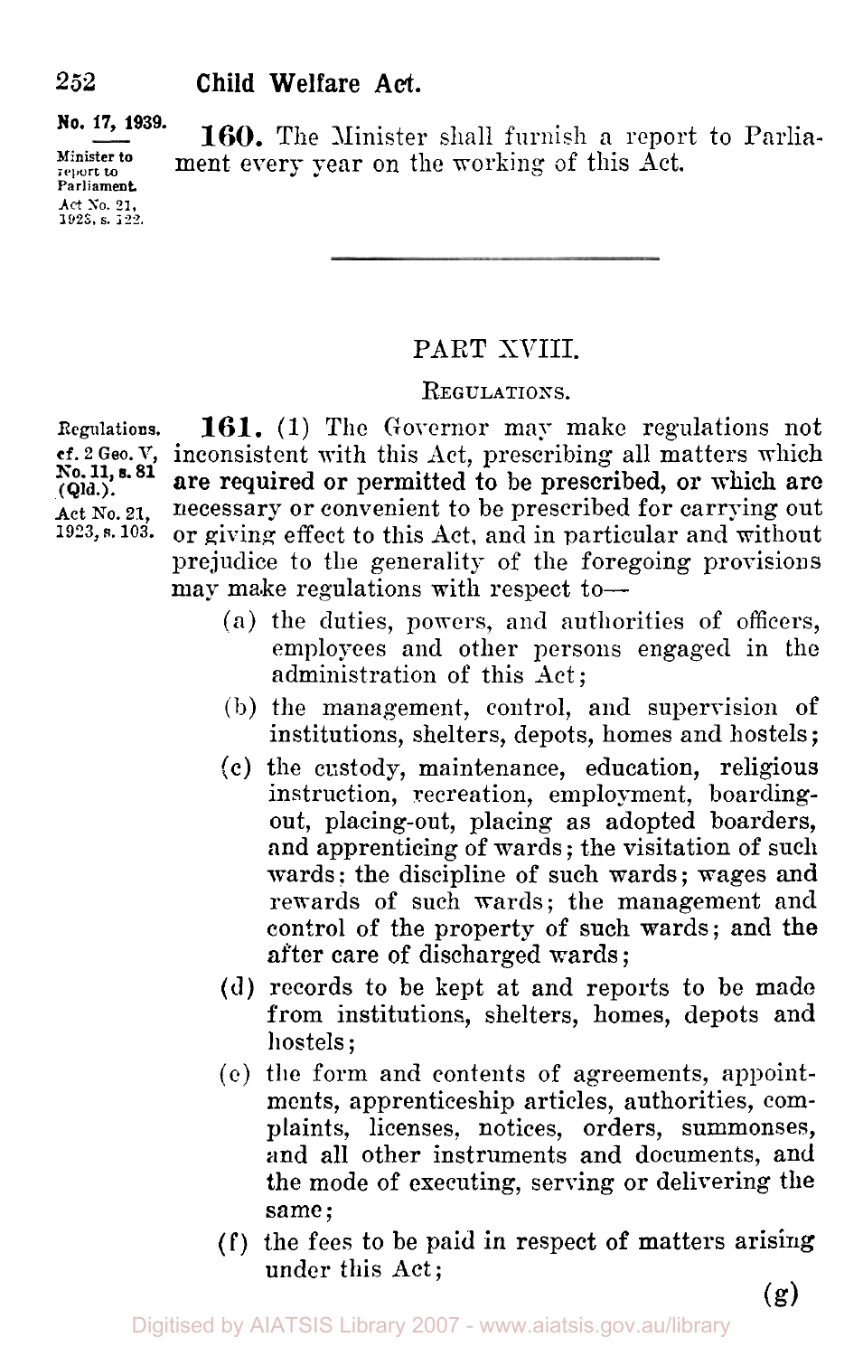No. 17, 1939.

Minister to report to Parliament. Act No. 21, 1923, s. 122.

**160.** The Minister shall furnish a report to Parliament every year on the working of this Act.

---

## PART XVIII.

### REGULATIONS.

Regulations. cf. 2 Geo. V, No. 11, s. 81 (Qld.). Act No. 21, 1923, s. 103.

**161.** (1) The Governor may make regulations not inconsistent with this Act, prescribing all matters which are required or permitted to be prescribed, or which are necessary or convenient to be prescribed for carrying out or giving effect to this Act, and in particular and without prejudice to the generality of the foregoing provisions may make regulations with respect to—

(a) the duties, powers, and authorities of officers, employees and other persons engaged in the administration of this Act;

(b) the management, control, and supervision of institutions, shelters, depots, homes and hostels;

(c) the custody, maintenance, education, religious instruction, recreation, employment, boarding-out, placing-out, placing as adopted boarders, and apprenticing of wards; the visitation of such wards; the discipline of such wards; wages and rewards of such wards; the management and control of the property of such wards; and the after care of discharged wards;

(d) records to be kept at and reports to be made from institutions, shelters, homes, depots and hostels;

(e) the form and contents of agreements, appointments, apprenticeship articles, authorities, complaints, licenses, notices, orders, summonses, and all other instruments and documents, and the mode of executing, serving or delivering the same;

(f) the fees to be paid in respect of matters arising under this Act;

(g)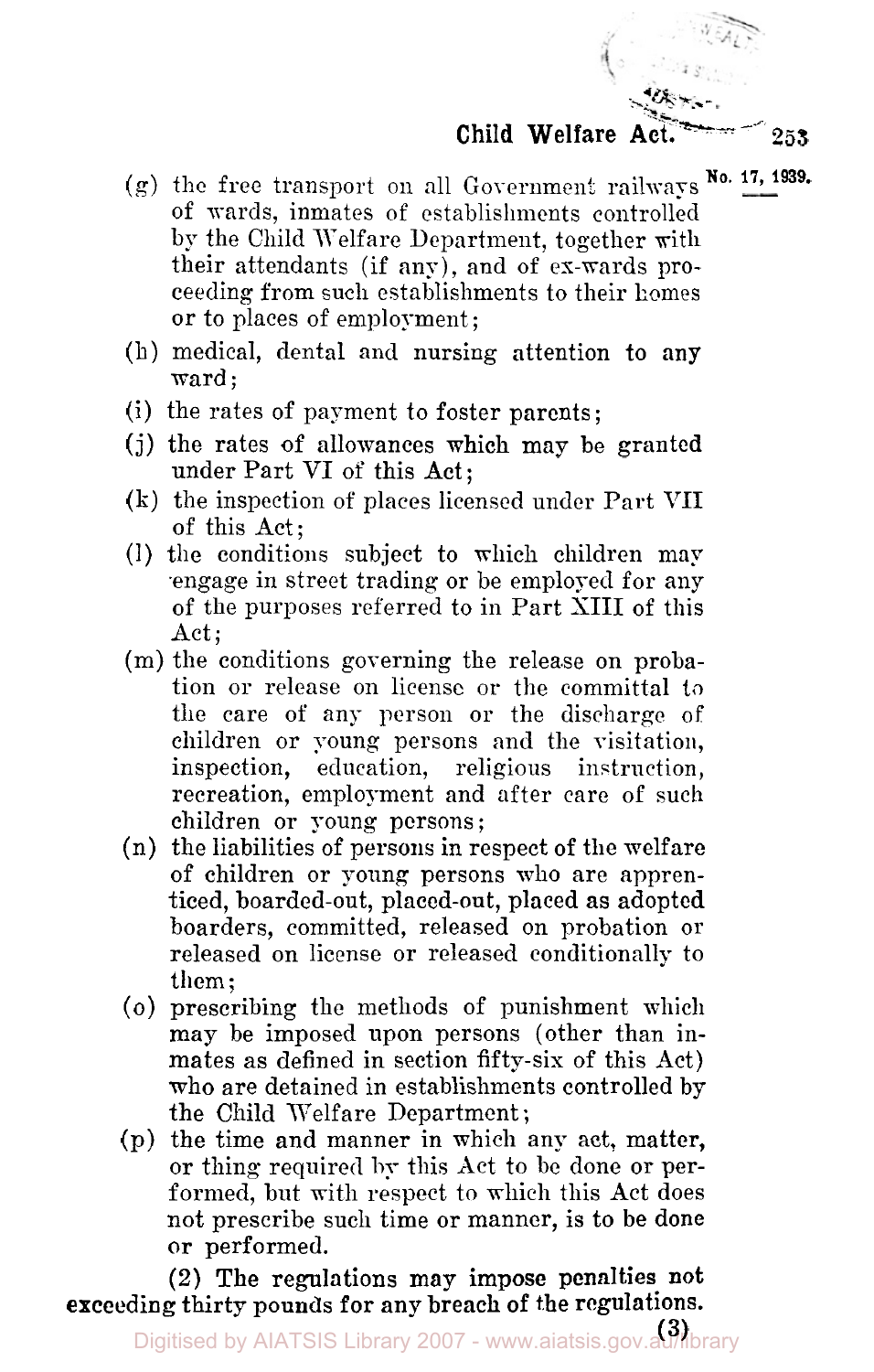No. 17, 1939.

(g) the free transport on all Government railways of wards, inmates of establishments controlled by the Child Welfare Department, together with their attendants (if any), and of ex-wards proceeding from such establishments to their homes or to places of employment;

(h) medical, dental and nursing attention to any ward;

(i) the rates of payment to foster parents;

(j) the rates of allowances which may be granted under Part VI of this Act;

(k) the inspection of places licensed under Part VII of this Act;

(l) the conditions subject to which children may engage in street trading or be employed for any of the purposes referred to in Part XIII of this Act;

(m) the conditions governing the release on probation or release on license or the committal to the care of any person or the discharge of children or young persons and the visitation, inspection, education, religious instruction, recreation, employment and after care of such children or young persons;

(n) the liabilities of persons in respect of the welfare of children or young persons who are apprenticed, boarded-out, placed-out, placed as adopted boarders, committed, released on probation or released on license or released conditionally to them;

(o) prescribing the methods of punishment which may be imposed upon persons (other than inmates as defined in section fifty-six of this Act) who are detained in establishments controlled by the Child Welfare Department;

(p) the time and manner in which any act, matter, or thing required by this Act to be done or performed, but with respect to which this Act does not prescribe such time or manner, is to be done or performed.

(2) The regulations may impose penalties not exceeding thirty pounds for any breach of the regulations.

(3)